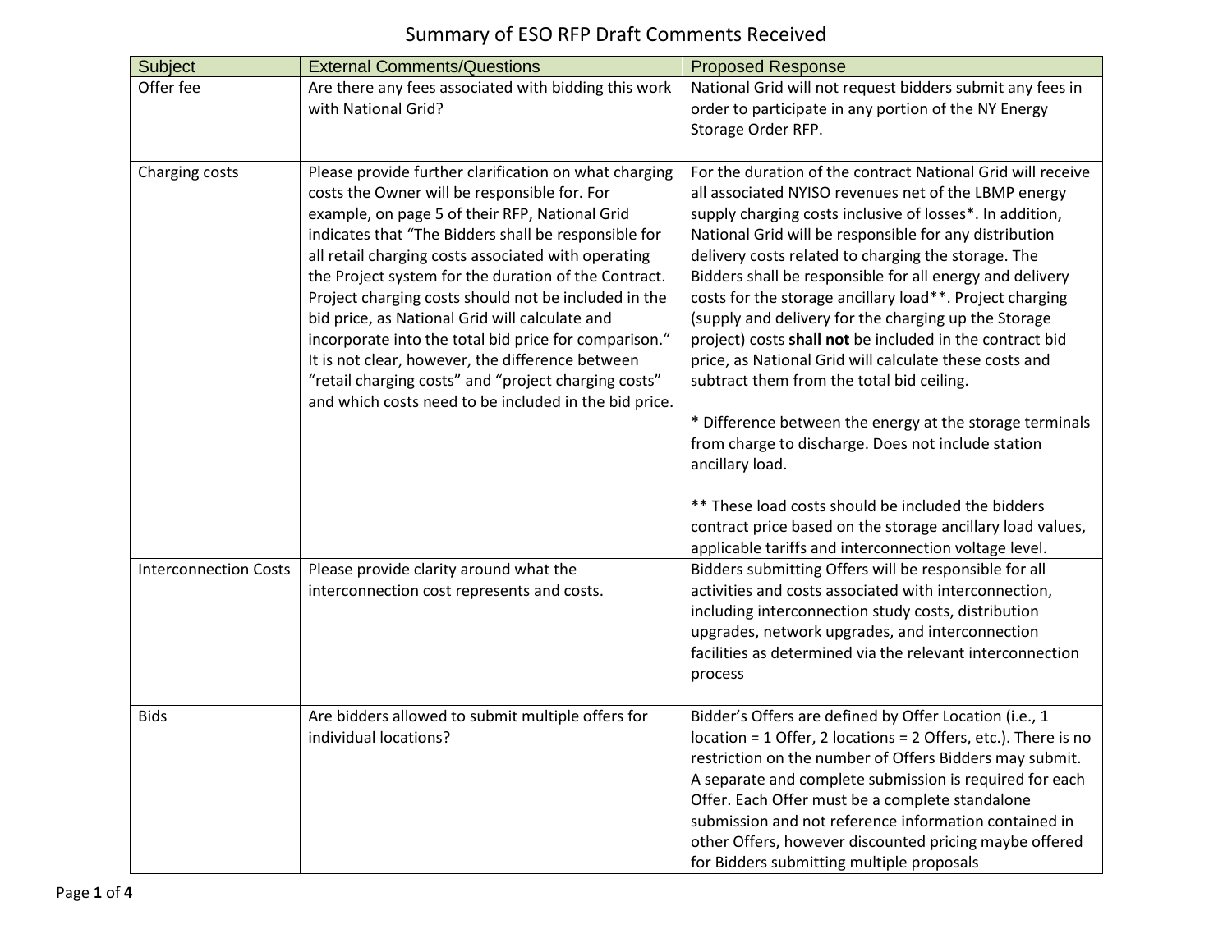# Summary of ESO RFP Draft Comments Received

| Subject | External Comments/Questions | Proposed Response |
| --- | --- | --- |
| Offer fee | Are there any fees associated with bidding this work with National Grid? | National Grid will not request bidders submit any fees in order to participate in any portion of the NY Energy Storage Order RFP. |
| Charging costs | Please provide further clarification on what charging costs the Owner will be responsible for. For example, on page 5 of their RFP, National Grid indicates that "The Bidders shall be responsible for all retail charging costs associated with operating the Project system for the duration of the Contract. Project charging costs should not be included in the bid price, as National Grid will calculate and incorporate into the total bid price for comparison." It is not clear, however, the difference between "retail charging costs" and "project charging costs" and which costs need to be included in the bid price. | For the duration of the contract National Grid will receive all associated NYISO revenues net of the LBMP energy supply charging costs inclusive of losses*. In addition, National Grid will be responsible for any distribution delivery costs related to charging the storage. The Bidders shall be responsible for all energy and delivery costs for the storage ancillary load**. Project charging (supply and delivery for the charging up the Storage project) costs **shall not** be included in the contract bid price, as National Grid will calculate these costs and subtract them from the total bid ceiling.<br><br>* Difference between the energy at the storage terminals from charge to discharge. Does not include station ancillary load.<br><br>** These load costs should be included the bidders contract price based on the storage ancillary load values, applicable tariffs and interconnection voltage level. |
| Interconnection Costs | Please provide clarity around what the interconnection cost represents and costs. | Bidders submitting Offers will be responsible for all activities and costs associated with interconnection, including interconnection study costs, distribution upgrades, network upgrades, and interconnection facilities as determined via the relevant interconnection process |
| Bids | Are bidders allowed to submit multiple offers for individual locations? | Bidder's Offers are defined by Offer Location (i.e., 1 location = 1 Offer, 2 locations = 2 Offers, etc.). There is no restriction on the number of Offers Bidders may submit. A separate and complete submission is required for each Offer. Each Offer must be a complete standalone submission and not reference information contained in other Offers, however discounted pricing maybe offered for Bidders submitting multiple proposals |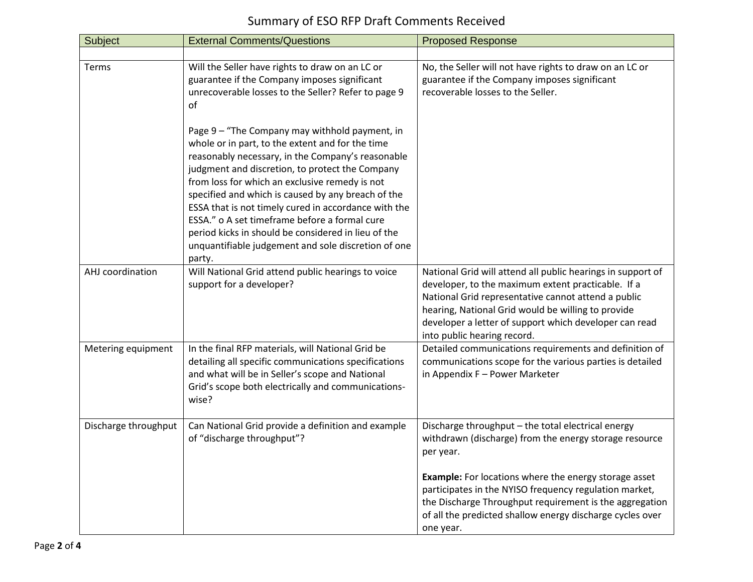# Summary of ESO RFP Draft Comments Received

| Subject | External Comments/Questions | Proposed Response |
|---|---|---|
| | | |
| Terms | Will the Seller have rights to draw on an LC or guarantee if the Company imposes significant unrecoverable losses to the Seller? Refer to page 9 of<br><br>Page 9 – "The Company may withhold payment, in whole or in part, to the extent and for the time reasonably necessary, in the Company's reasonable judgment and discretion, to protect the Company from loss for which an exclusive remedy is not specified and which is caused by any breach of the ESSA that is not timely cured in accordance with the ESSA." o A set timeframe before a formal cure period kicks in should be considered in lieu of the unquantifiable judgement and sole discretion of one party. | No, the Seller will not have rights to draw on an LC or guarantee if the Company imposes significant recoverable losses to the Seller. |
| AHJ coordination | Will National Grid attend public hearings to voice support for a developer? | National Grid will attend all public hearings in support of developer, to the maximum extent practicable. If a National Grid representative cannot attend a public hearing, National Grid would be willing to provide developer a letter of support which developer can read into public hearing record. |
| Metering equipment | In the final RFP materials, will National Grid be detailing all specific communications specifications and what will be in Seller's scope and National Grid's scope both electrically and communications-wise? | Detailed communications requirements and definition of communications scope for the various parties is detailed in Appendix F – Power Marketer |
| Discharge throughput | Can National Grid provide a definition and example of "discharge throughput"? | Discharge throughput – the total electrical energy withdrawn (discharge) from the energy storage resource per year.<br><br>**Example:** For locations where the energy storage asset participates in the NYISO frequency regulation market, the Discharge Throughput requirement is the aggregation of all the predicted shallow energy discharge cycles over one year. |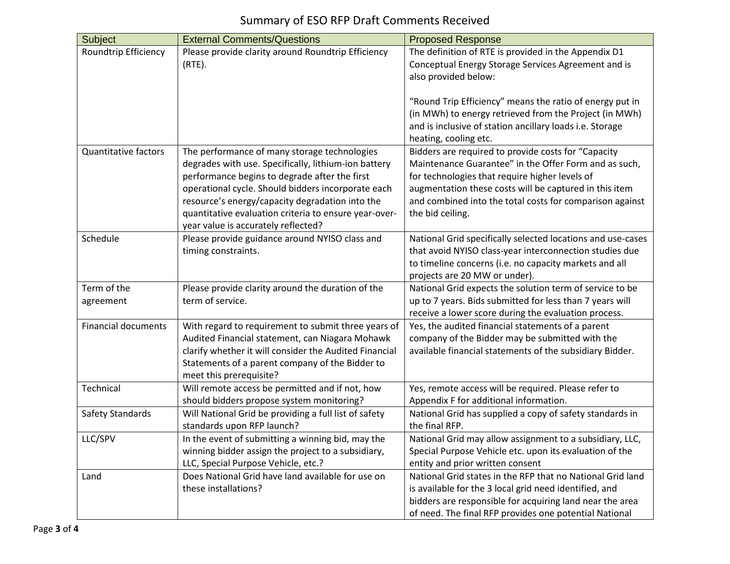# Summary of ESO RFP Draft Comments Received

| Subject | External Comments/Questions | Proposed Response |
| --- | --- | --- |
| Roundtrip Efficiency | Please provide clarity around Roundtrip Efficiency (RTE). | The definition of RTE is provided in the Appendix D1 Conceptual Energy Storage Services Agreement and is also provided below:<br><br>"Round Trip Efficiency" means the ratio of energy put in (in MWh) to energy retrieved from the Project (in MWh) and is inclusive of station ancillary loads i.e. Storage heating, cooling etc. |
| Quantitative factors | The performance of many storage technologies degrades with use. Specifically, lithium-ion battery performance begins to degrade after the first operational cycle. Should bidders incorporate each resource's energy/capacity degradation into the quantitative evaluation criteria to ensure year-over-year value is accurately reflected? | Bidders are required to provide costs for "Capacity Maintenance Guarantee" in the Offer Form and as such, for technologies that require higher levels of augmentation these costs will be captured in this item and combined into the total costs for comparison against the bid ceiling. |
| Schedule | Please provide guidance around NYISO class and timing constraints. | National Grid specifically selected locations and use-cases that avoid NYISO class-year interconnection studies due to timeline concerns (i.e. no capacity markets and all projects are 20 MW or under). |
| Term of the agreement | Please provide clarity around the duration of the term of service. | National Grid expects the solution term of service to be up to 7 years. Bids submitted for less than 7 years will receive a lower score during the evaluation process. |
| Financial documents | With regard to requirement to submit three years of Audited Financial statement, can Niagara Mohawk clarify whether it will consider the Audited Financial Statements of a parent company of the Bidder to meet this prerequisite? | Yes, the audited financial statements of a parent company of the Bidder may be submitted with the available financial statements of the subsidiary Bidder. |
| Technical | Will remote access be permitted and if not, how should bidders propose system monitoring? | Yes, remote access will be required. Please refer to Appendix F for additional information. |
| Safety Standards | Will National Grid be providing a full list of safety standards upon RFP launch? | National Grid has supplied a copy of safety standards in the final RFP. |
| LLC/SPV | In the event of submitting a winning bid, may the winning bidder assign the project to a subsidiary, LLC, Special Purpose Vehicle, etc.? | National Grid may allow assignment to a subsidiary, LLC, Special Purpose Vehicle etc. upon its evaluation of the entity and prior written consent |
| Land | Does National Grid have land available for use on these installations? | National Grid states in the RFP that no National Grid land is available for the 3 local grid need identified, and bidders are responsible for acquiring land near the area of need. The final RFP provides one potential National |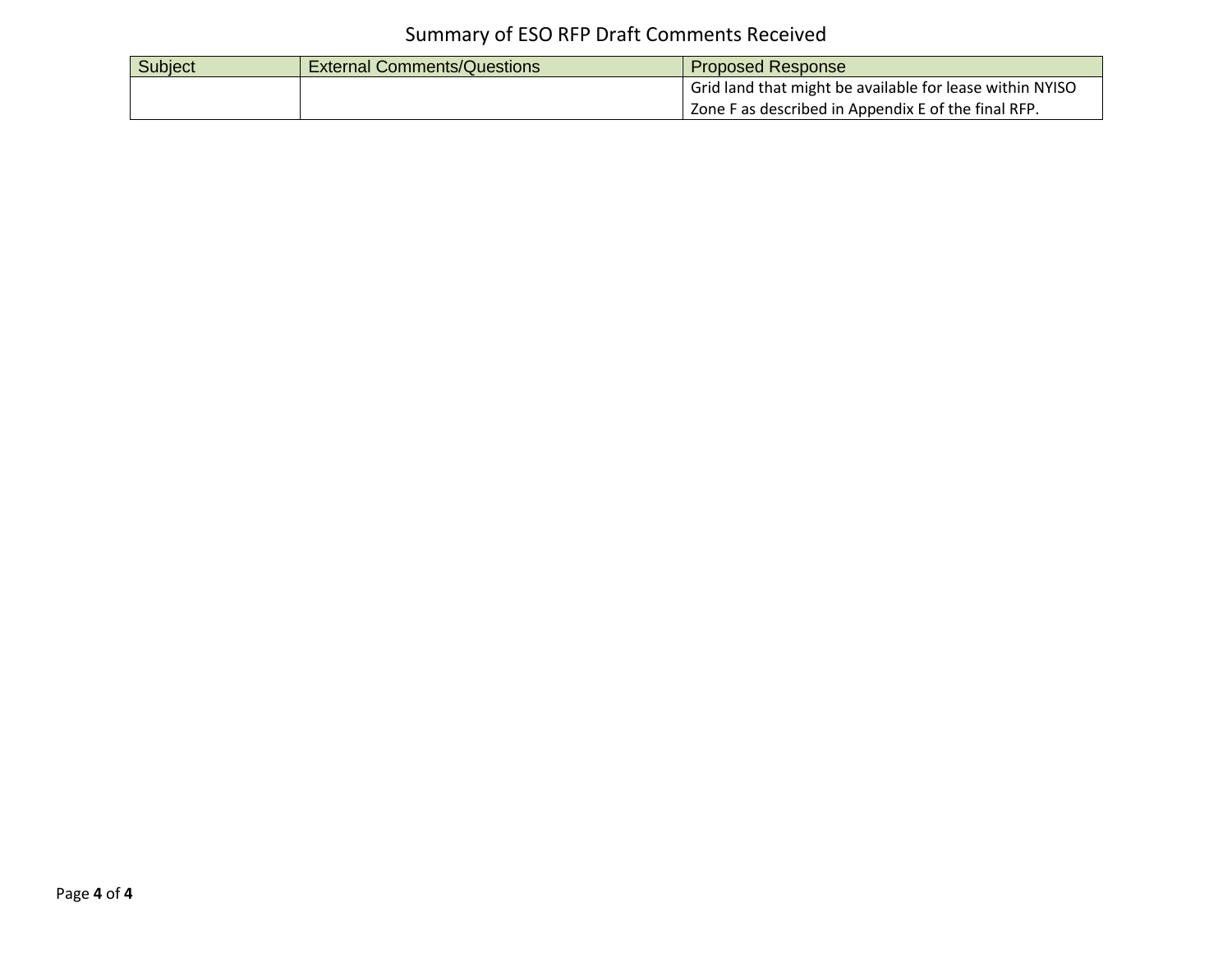| Subject | External Comments/Questions | Proposed Response |
| --- | --- | --- |
| | | Grid land that might be available for lease within NYISO Zone F as described in Appendix E of the final RFP. |